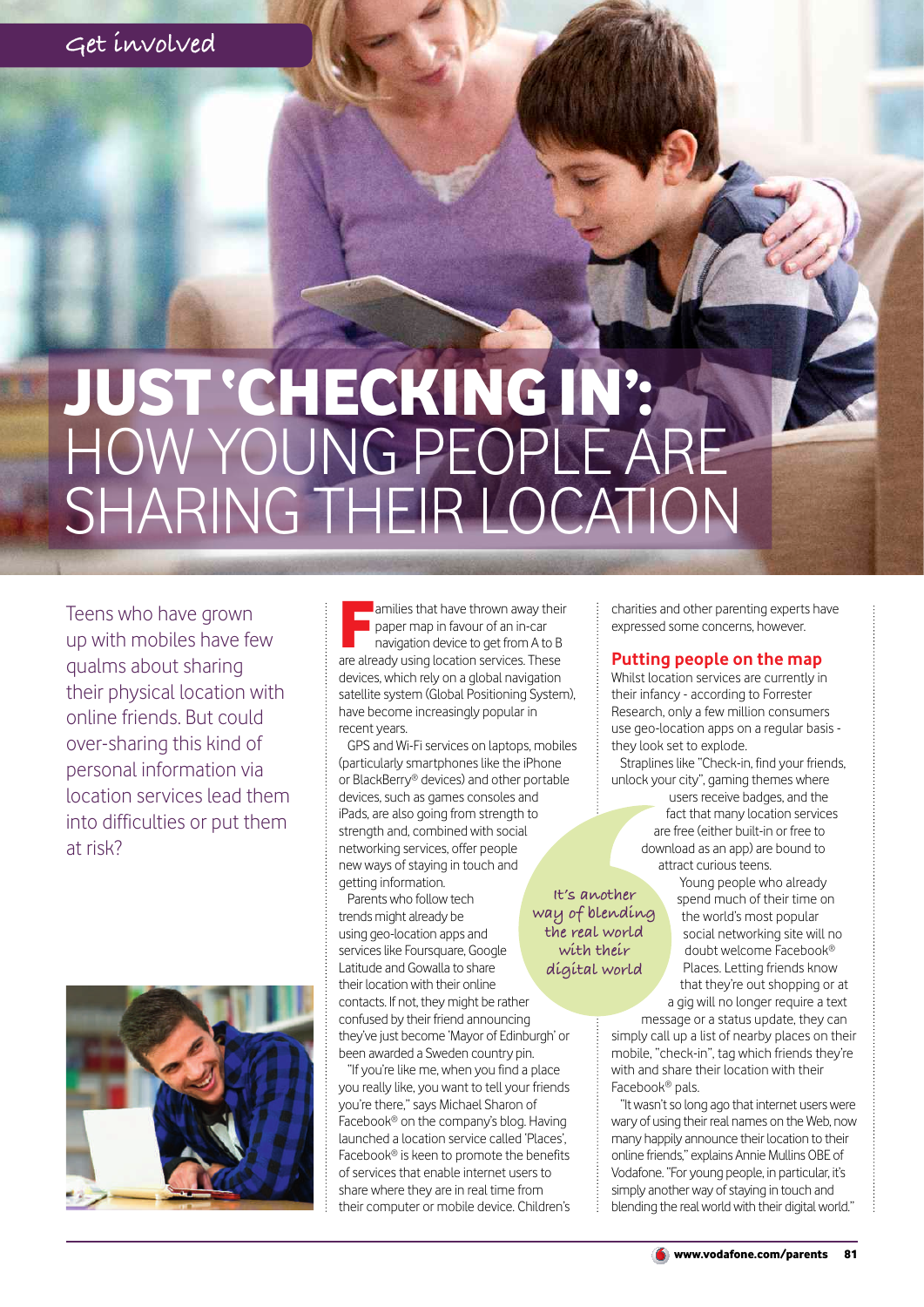Get involved

# JUST 'CHECKING IN': HOW YOUNG PEOPLE ARE SHARING THEIR LOCATION

Teens who have grown up with mobiles have few qualms about sharing their physical location with online friends. But could over-sharing this kind of personal information via location services lead them into difficulties or put them at risk?

Families that have thrown away their paper map in favour of an in-car navigation device to get from A to B are already using location services. These devices, which rely on a global navigation satellite system (Global Positioning System), have become increasingly popular in recent years.

GPS and Wi-Fi services on laptops, mobiles (particularly smartphones like the iPhone or BlackBerry® devices) and other portable devices, such as games consoles and iPads, are also going from strength to strength and, combined with social networking services, offer people new ways of staying in touch and getting information.

Parents who follow tech trends might already be using geo-location apps and services like Foursquare, Google Latitude and Gowalla to share their location with their online contacts. If not, they might be rather confused by their friend announcing they've just become 'Mayor of Edinburgh' or been awarded a Sweden country pin.

"If you're like me, when you find a place you really like, you want to tell your friends you're there," says Michael Sharon of Facebook® on the company's blog. Having launched a location service called 'Places', Facebook® is keen to promote the benefits of services that enable internet users to share where they are in real time from their computer or mobile device. Children's charities and other parenting experts have expressed some concerns, however.

## Putting people on the map

Whilst location services are currently in their infancy - according to Forrester Research, only a few million consumers use geo-location apps on a regular basis - they look set to explode.

Straplines like "Check-in, find your friends, unlock your city", gaming themes where users receive badges, and the fact that many location services are free (either built-in or free to download as an app) are bound to attract curious teens.

> It's another way of blending the real world with their digital world

Young people who already spend much of their time on the world's most popular social networking site will no doubt welcome Facebook® Places. Letting friends know that they're out shopping or at a gig will no longer require a text message or a status update, they can simply call up a list of nearby places on their mobile, "check-in", tag which friends they're with and share their location with their Facebook® pals.

"It wasn't so long ago that internet users were wary of using their real names on the Web, now many happily announce their location to their online friends," explains Annie Mullins OBE of Vodafone. "For young people, in particular, it's simply another way of staying in touch and blending the real world with their digital world."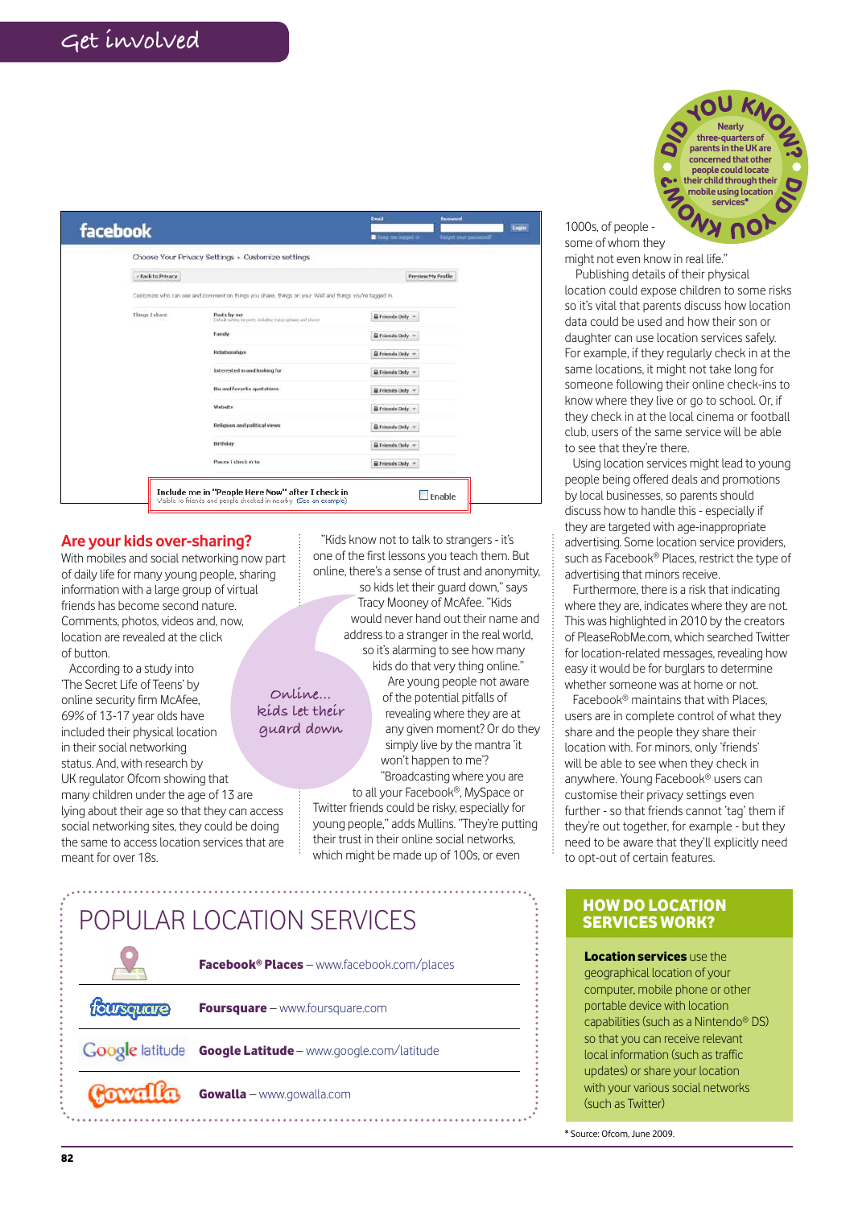# Get involved

**DID YOU KNOW?**

Nearly three-quarters of parents in the UK are concerned that other people could locate their child through their mobile using location services*

facebook

Choose Your Privacy Settings › Customize settings

Include me in "People Here Now" after I check in
Visible to friends and people checked in nearby (See an example) Enable

## Are your kids over-sharing?

With mobiles and social networking now part of daily life for many young people, sharing information with a large group of virtual friends has become second nature. Comments, photos, videos and, now, location are revealed at the click of button.

According to a study into 'The Secret Life of Teens' by online security firm McAfee, 69% of 13-17 year olds have included their physical location in their social networking status. And, with research by UK regulator Ofcom showing that many children under the age of 13 are lying about their age so that they can access social networking sites, they could be doing the same to access location services that are meant for over 18s.

"Kids know not to talk to strangers - it's one of the first lessons you teach them. But online, there's a sense of trust and anonymity, so kids let their guard down," says Tracy Mooney of McAfee. "Kids would never hand out their name and address to a stranger in the real world, so it's alarming to see how many kids do that very thing online."

*Online... kids let their guard down*

Are young people not aware of the potential pitfalls of revealing where they are at any given moment? Or do they simply live by the mantra 'it won't happen to me'?

"Broadcasting where you are to all your Facebook®, MySpace or Twitter friends could be risky, especially for young people," adds Mullins. "They're putting their trust in their online social networks, which might be made up of 100s, or even 1000s, of people - some of whom they might not even know in real life."

Publishing details of their physical location could expose children to some risks so it's vital that parents discuss how location data could be used and how their son or daughter can use location services safely. For example, if they regularly check in at the same locations, it might not take long for someone following their online check-ins to know where they live or go to school. Or, if they check in at the local cinema or football club, users of the same service will be able to see that they're there.

Using location services might lead to young people being offered deals and promotions by local businesses, so parents should discuss how to handle this - especially if they are targeted with age-inappropriate advertising. Some location service providers, such as Facebook® Places, restrict the type of advertising that minors receive.

Furthermore, there is a risk that indicating where they are, indicates where they are not. This was highlighted in 2010 by the creators of PleaseRobMe.com, which searched Twitter for location-related messages, revealing how easy it would be for burglars to determine whether someone was at home or not.

Facebook® maintains that with Places, users are in complete control of what they share and the people they share their location with. For minors, only 'friends' will be able to see when they check in anywhere. Young Facebook® users can customise their privacy settings even further - so that friends cannot 'tag' them if they're out together, for example - but they need to be aware that they'll explicitly need to opt-out of certain features.

## POPULAR LOCATION SERVICES

- **Facebook® Places** – www.facebook.com/places
- **Foursquare** – www.foursquare.com
- **Google Latitude** – www.google.com/latitude
- **Gowalla** – www.gowalla.com

## HOW DO LOCATION SERVICES WORK?

**Location services** use the geographical location of your computer, mobile phone or other portable device with location capabilities (such as a Nintendo® DS) so that you can receive relevant local information (such as traffic updates) or share your location with your various social networks (such as Twitter)

* Source: Ofcom, June 2009.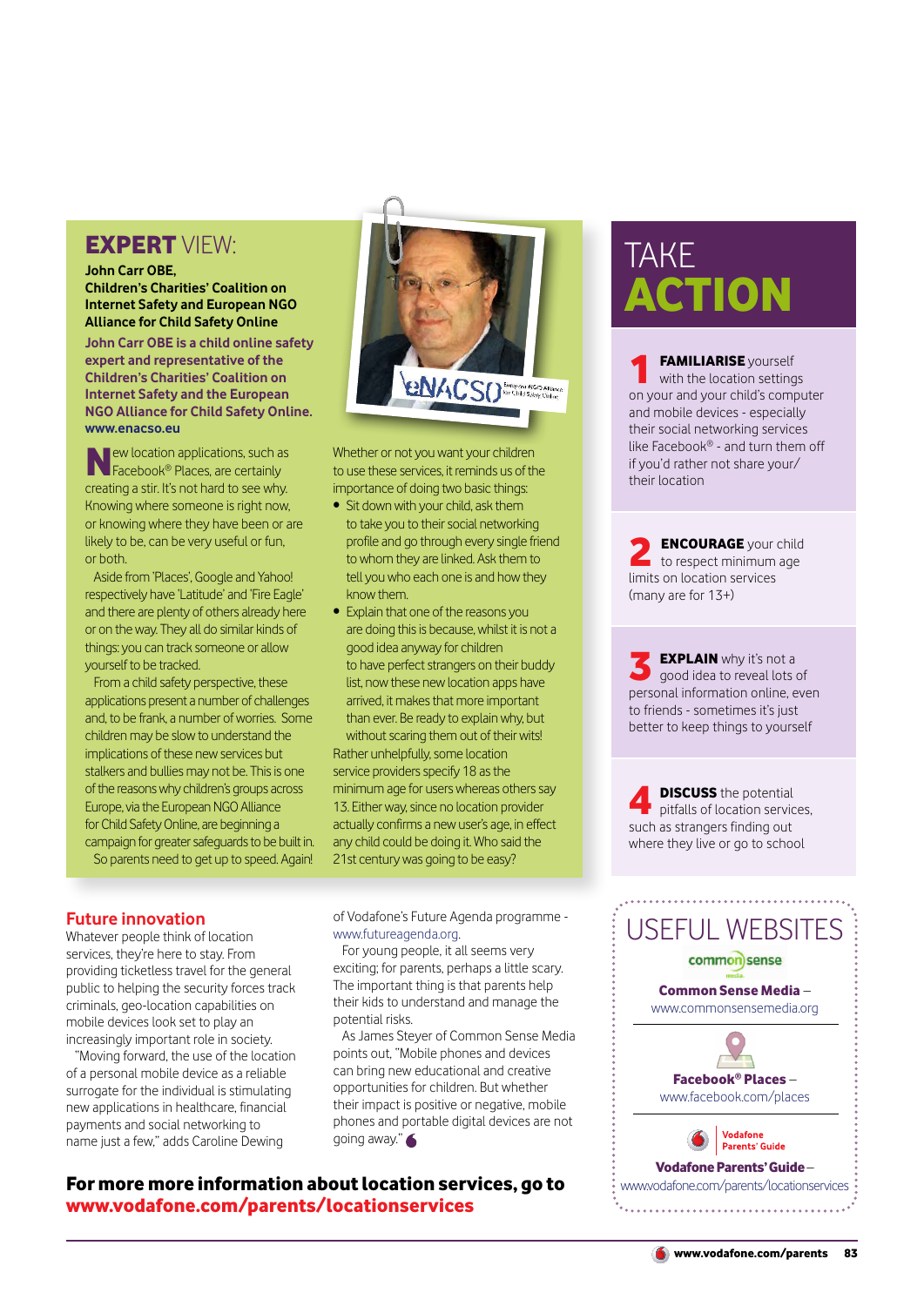## EXPERT VIEW:

**John Carr OBE, Children's Charities' Coalition on Internet Safety and European NGO Alliance for Child Safety Online**

**John Carr OBE is a child online safety expert and representative of the Children's Charities' Coalition on Internet Safety and the European NGO Alliance for Child Safety Online. www.enacso.eu**

New location applications, such as Facebook® Places, are certainly creating a stir. It's not hard to see why. Knowing where someone is right now, or knowing where they have been or are likely to be, can be very useful or fun, or both.

Aside from 'Places', Google and Yahoo! respectively have 'Latitude' and 'Fire Eagle' and there are plenty of others already here or on the way. They all do similar kinds of things: you can track someone or allow yourself to be tracked.

From a child safety perspective, these applications present a number of challenges and, to be frank, a number of worries. Some children may be slow to understand the implications of these new services but stalkers and bullies may not be. This is one of the reasons why children's groups across Europe, via the European NGO Alliance for Child Safety Online, are beginning a campaign for greater safeguards to be built in. So parents need to get up to speed. Again!

Whether or not you want your children to use these services, it reminds us of the importance of doing two basic things:

- Sit down with your child, ask them to take you to their social networking profile and go through every single friend to whom they are linked. Ask them to tell you who each one is and how they know them.
- Explain that one of the reasons you are doing this is because, whilst it is not a good idea anyway for children to have perfect strangers on their buddy list, now these new location apps have arrived, it makes that more important than ever. Be ready to explain why, but without scaring them out of their wits!

Rather unhelpfully, some location service providers specify 18 as the minimum age for users whereas others say 13. Either way, since no location provider actually confirms a new user's age, in effect any child could be doing it. Who said the 21st century was going to be easy?

## Future innovation

Whatever people think of location services, they're here to stay. From providing ticketless travel for the general public to helping the security forces track criminals, geo-location capabilities on mobile devices look set to play an increasingly important role in society.

"Moving forward, the use of the location of a personal mobile device as a reliable surrogate for the individual is stimulating new applications in healthcare, financial payments and social networking to name just a few," adds Caroline Dewing of Vodafone's Future Agenda programme - www.futureagenda.org.

For young people, it all seems very exciting; for parents, perhaps a little scary. The important thing is that parents help their kids to understand and manage the potential risks.

As James Steyer of Common Sense Media points out, "Mobile phones and mobile devices can bring new educational and creative opportunities for children. But whether their impact is positive or negative, mobile phones and portable digital devices are not going away."

**For more more information about location services, go to www.vodafone.com/parents/locationservices**

## TAKE ACTION

1. **FAMILIARISE** yourself with the location settings on your and your child's computer and mobile devices - especially their social networking services like Facebook® - and turn them off if you'd rather not share your/their location
2. **ENCOURAGE** your child to respect minimum age limits on location services (many are for 13+)
3. **EXPLAIN** why it's not a good idea to reveal lots of personal information online, even to friends - sometimes it's just better to keep things to yourself
4. **DISCUSS** the potential pitfalls of location services, such as strangers finding out where they live or go to school

## USEFUL WEBSITES

**Common Sense Media** – www.commonsensemedia.org

**Facebook® Places** – www.facebook.com/places

**Vodafone Parents' Guide** – www.vodafone.com/parents/locationservices